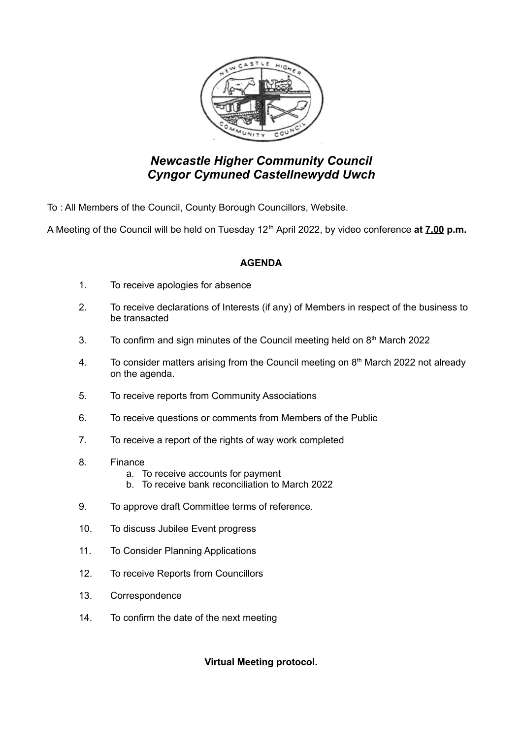# *Newcastle Higher Community Council*
# *Cyngor Cymuned Castellnewydd Uwch*

To : All Members of the Council, County Borough Councillors, Website.

A Meeting of the Council will be held on Tuesday 12th April 2022, by video conference **at <u>7.00</u> p.m.**

## AGENDA

1. To receive apologies for absence
2. To receive declarations of Interests (if any) of Members in respect of the business to be transacted
3. To confirm and sign minutes of the Council meeting held on 8th March 2022
4. To consider matters arising from the Council meeting on 8th March 2022 not already on the agenda.
5. To receive reports from Community Associations
6. To receive questions or comments from Members of the Public
7. To receive a report of the rights of way work completed
8. Finance
   a. To receive accounts for payment
   b. To receive bank reconciliation to March 2022
9. To approve draft Committee terms of reference.
10. To discuss Jubilee Event progress
11. To Consider Planning Applications
12. To receive Reports from Councillors
13. Correspondence
14. To confirm the date of the next meeting

**Virtual Meeting protocol.**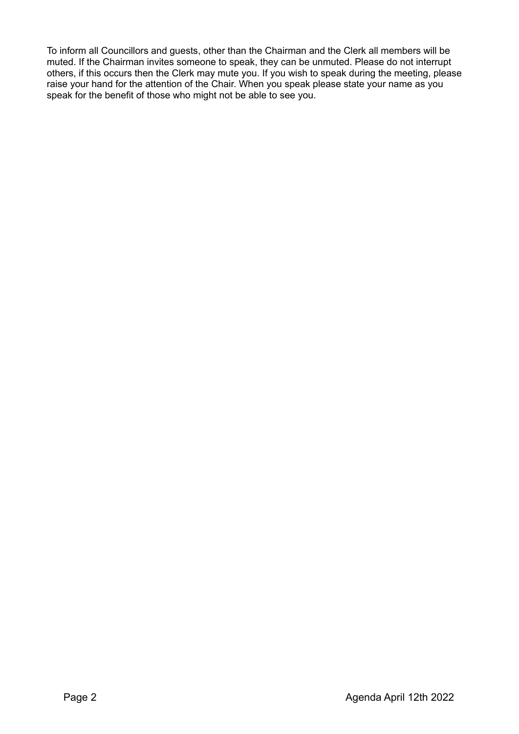To inform all Councillors and guests, other than the Chairman and the Clerk all members will be muted. If the Chairman invites someone to speak, they can be unmuted. Please do not interrupt others, if this occurs then the Clerk may mute you. If you wish to speak during the meeting, please raise your hand for the attention of the Chair. When you speak please state your name as you speak for the benefit of those who might not be able to see you.